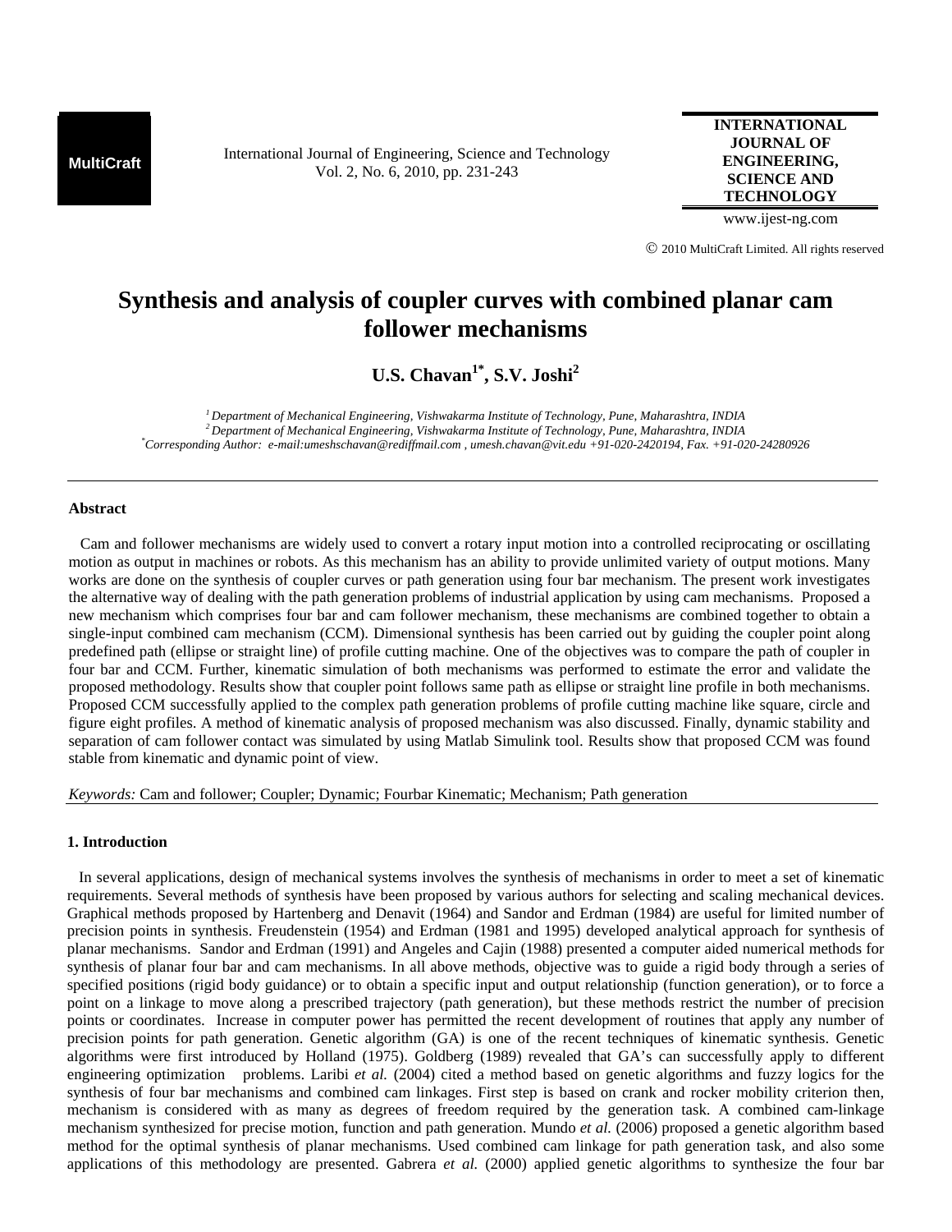# Synthesis and analysis of coupler curves with combined planar cam follower mechanisms

**U.S. Chavan[1*], S.V. Joshi[2]**

*[1] Department of Mechanical Engineering, Vishwakarma Institute of Technology, Pune, Maharashtra, INDIA*
*[2] Department of Mechanical Engineering, Vishwakarma Institute of Technology, Pune, Maharashtra, INDIA*
*[*] Corresponding Author: e-mail:umeshschavan@rediffmail.com , umesh.chavan@vit.edu +91-020-2420194, Fax. +91-020-24280926*

---

## Abstract

Cam and follower mechanisms are widely used to convert a rotary input motion into a controlled reciprocating or oscillating motion as output in machines or robots. As this mechanism has an ability to provide unlimited variety of output motions. Many works are done on the synthesis of coupler curves or path generation using four bar mechanism. The present work investigates the alternative way of dealing with the path generation problems of industrial application by using cam mechanisms. Proposed a new mechanism which comprises four bar and cam follower mechanism, these mechanisms are combined together to obtain a single-input combined cam mechanism (CCM). Dimensional synthesis has been carried out by guiding the coupler point along predefined path (ellipse or straight line) of profile cutting machine. One of the objectives was to compare the path of coupler in four bar and CCM. Further, kinematic simulation of both mechanisms was performed to estimate the error and validate the proposed methodology. Results show that coupler point follows same path as ellipse or straight line profile in both mechanisms. Proposed CCM successfully applied to the complex path generation problems of profile cutting machine like square, circle and figure eight profiles. A method of kinematic analysis of proposed mechanism was also discussed. Finally, dynamic stability and separation of cam follower contact was simulated by using Matlab Simulink tool. Results show that proposed CCM was found stable from kinematic and dynamic point of view.

*Keywords:* Cam and follower; Coupler; Dynamic; Fourbar Kinematic; Mechanism; Path generation

---

## 1. Introduction

In several applications, design of mechanical systems involves the synthesis of mechanisms in order to meet a set of kinematic requirements. Several methods of synthesis have been proposed by various authors for selecting and scaling mechanical devices. Graphical methods proposed by Hartenberg and Denavit (1964) and Sandor and Erdman (1984) are useful for limited number of precision points in synthesis. Freudenstein (1954) and Erdman (1981 and 1995) developed analytical approach for synthesis of planar mechanisms. Sandor and Erdman (1991) and Angeles and Cajin (1988) presented a computer aided numerical methods for synthesis of planar four bar and cam mechanisms. In all above methods, objective was to guide a rigid body through a series of specified positions (rigid body guidance) or to obtain a specific input and output relationship (function generation), or to force a point on a linkage to move along a prescribed trajectory (path generation), but these methods restrict the number of precision points or coordinates. Increase in computer power has permitted the recent development of routines that apply any number of precision points for path generation. Genetic algorithm (GA) is one of the recent techniques of kinematic synthesis. Genetic algorithms were first introduced by Holland (1975). Goldberg (1989) revealed that GA's can successfully apply to different engineering optimization problems. Laribi *et al.* (2004) cited a method based on genetic algorithms and fuzzy logics for the synthesis of four bar mechanisms and combined cam linkages. First step is based on crank and rocker mobility criterion then, mechanism is considered with as many as degrees of freedom required by the generation task. A combined cam-linkage mechanism synthesized for precise motion, function and path generation. Mundo *et al.* (2006) proposed a genetic algorithm based method for the optimal synthesis of planar mechanisms. Used combined cam linkage for path generation task, and also some applications of this methodology are presented. Gabrera *et al.* (2000) applied genetic algorithms to synthesize the four bar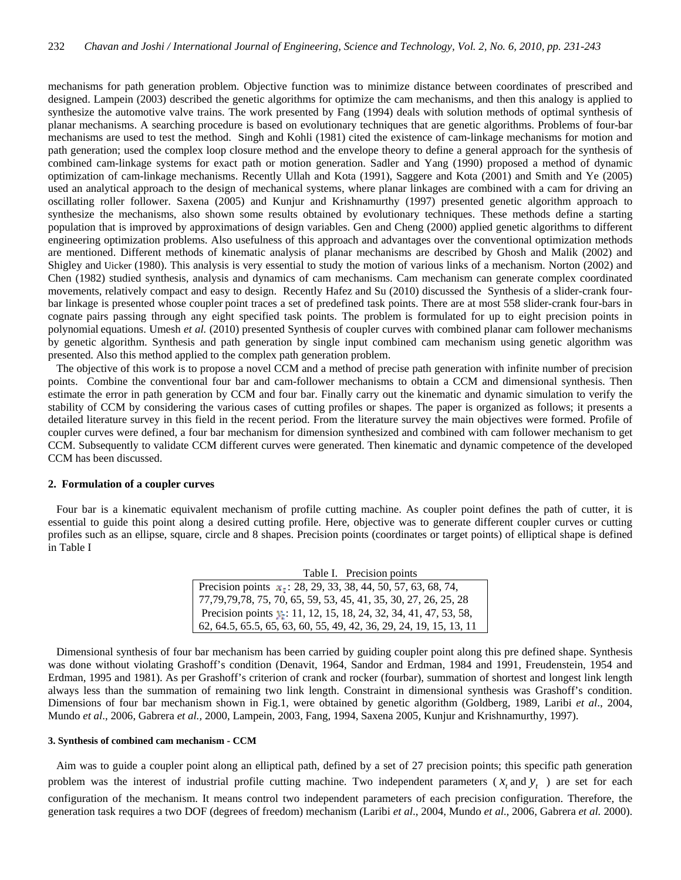mechanisms for path generation problem. Objective function was to minimize distance between coordinates of prescribed and designed. Lampein (2003) described the genetic algorithms for optimize the cam mechanisms, and then this analogy is applied to synthesize the automotive valve trains. The work presented by Fang (1994) deals with solution methods of optimal synthesis of planar mechanisms. A searching procedure is based on evolutionary techniques that are genetic algorithms. Problems of four-bar mechanisms are used to test the method. Singh and Kohli (1981) cited the existence of cam-linkage mechanisms for motion and path generation; used the complex loop closure method and the envelope theory to define a general approach for the synthesis of combined cam-linkage systems for exact path or motion generation. Sadler and Yang (1990) proposed a method of dynamic optimization of cam-linkage mechanisms. Recently Ullah and Kota (1991), Saggere and Kota (2001) and Smith and Ye (2005) used an analytical approach to the design of mechanical systems, where planar linkages are combined with a cam for driving an oscillating roller follower. Saxena (2005) and Kunjur and Krishnamurthy (1997) presented genetic algorithm approach to synthesize the mechanisms, also shown some results obtained by evolutionary techniques. These methods define a starting population that is improved by approximations of design variables. Gen and Cheng (2000) applied genetic algorithms to different engineering optimization problems. Also usefulness of this approach and advantages over the conventional optimization methods are mentioned. Different methods of kinematic analysis of planar mechanisms are described by Ghosh and Malik (2002) and Shigley and Uicker (1980). This analysis is very essential to study the motion of various links of a mechanism. Norton (2002) and Chen (1982) studied synthesis, analysis and dynamics of cam mechanisms. Cam mechanism can generate complex coordinated movements, relatively compact and easy to design. Recently Hafez and Su (2010) discussed the Synthesis of a slider-crank four-bar linkage is presented whose coupler point traces a set of predefined task points. There are at most 558 slider-crank four-bars in cognate pairs passing through any eight specified task points. The problem is formulated for up to eight precision points in polynomial equations. Umesh *et al.* (2010) presented Synthesis of coupler curves with combined planar cam follower mechanisms by genetic algorithm. Synthesis and path generation by single input combined cam mechanism using genetic algorithm was presented. Also this method applied to the complex path generation problem.

The objective of this work is to propose a novel CCM and a method of precise path generation with infinite number of precision points. Combine the conventional four bar and cam-follower mechanisms to obtain a CCM and dimensional synthesis. Then estimate the error in path generation by CCM and four bar. Finally carry out the kinematic and dynamic simulation to verify the stability of CCM by considering the various cases of cutting profiles or shapes. The paper is organized as follows; it presents a detailed literature survey in this field in the recent period. From the literature survey the main objectives were formed. Profile of coupler curves were defined, a four bar mechanism for dimension synthesized and combined with cam follower mechanism to get CCM. Subsequently to validate CCM different curves were generated. Then kinematic and dynamic competence of the developed CCM has been discussed.

## 2. Formulation of a coupler curves

Four bar is a kinematic equivalent mechanism of profile cutting machine. As coupler point defines the path of cutter, it is essential to guide this point along a desired cutting profile. Here, objective was to generate different coupler curves or cutting profiles such as an ellipse, square, circle and 8 shapes. Precision points (coordinates or target points) of elliptical shape is defined in Table I

Table I. Precision points

| |
|---|
| Precision points $x_t$: 28, 29, 33, 38, 44, 50, 57, 63, 68, 74, 77,79,79,78, 75, 70, 65, 59, 53, 45, 41, 35, 30, 27, 26, 25, 28 |
| Precision points $y_t$: 11, 12, 15, 18, 24, 32, 34, 41, 47, 53, 58, 62, 64.5, 65.5, 65, 63, 60, 55, 49, 42, 36, 29, 24, 19, 15, 13, 11 |

Dimensional synthesis of four bar mechanism has been carried by guiding coupler point along this pre defined shape. Synthesis was done without violating Grashoff's condition (Denavit, 1964, Sandor and Erdman, 1984 and 1991, Freudenstein, 1954 and Erdman, 1995 and 1981). As per Grashoff's criterion of crank and rocker (fourbar), summation of shortest and longest link length always less than the summation of remaining two link length. Constraint in dimensional synthesis was Grashoff's condition. Dimensions of four bar mechanism shown in Fig.1, were obtained by genetic algorithm (Goldberg, 1989, Laribi *et al*., 2004, Mundo *et al*., 2006, Gabrera *et al.*, 2000, Lampein, 2003, Fang, 1994, Saxena 2005, Kunjur and Krishnamurthy, 1997).

#### 3. Synthesis of combined cam mechanism - CCM

Aim was to guide a coupler point along an elliptical path, defined by a set of 27 precision points; this specific path generation problem was the interest of industrial profile cutting machine. Two independent parameters ( $x_t$ and $y_t$ ) are set for each configuration of the mechanism. It means control two independent parameters of each precision configuration. Therefore, the generation task requires a two DOF (degrees of freedom) mechanism (Laribi *et al*., 2004, Mundo *et al*., 2006, Gabrera *et al.* 2000).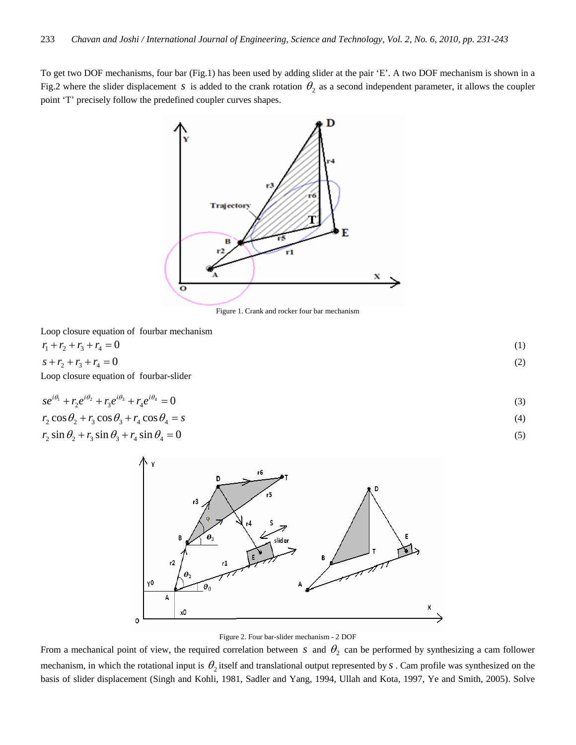To get two DOF mechanisms, four bar (Fig.1) has been used by adding slider at the pair 'E'. A two DOF mechanism is shown in a Fig.2 where the slider displacement $s$ is added to the crank rotation $\theta_2$ as a second independent parameter, it allows the coupler point 'T' precisely follow the predefined coupler curves shapes.

Figure 1. Crank and rocker four bar mechanism

Loop closure equation of fourbar mechanism

$$r_1 + r_2 + r_3 + r_4 = 0 \tag{1}$$

$$s + r_2 + r_3 + r_4 = 0 \tag{2}$$

Loop closure equation of fourbar-slider

$$se^{i\theta_1} + r_2 e^{i\theta_2} + r_3 e^{i\theta_3} + r_4 e^{i\theta_4} = 0 \tag{3}$$

$$r_2 \cos\theta_2 + r_3 \cos\theta_3 + r_4 \cos\theta_4 = s \tag{4}$$

$$r_2 \sin\theta_2 + r_3 \sin\theta_3 + r_4 \sin\theta_4 = 0 \tag{5}$$

Figure 2. Four bar-slider mechanism - 2 DOF

From a mechanical point of view, the required correlation between $s$ and $\theta_2$ can be performed by synthesizing a cam follower mechanism, in which the rotational input is $\theta_2$ itself and translational output represented by $s$. Cam profile was synthesized on the basis of slider displacement (Singh and Kohli, 1981, Sadler and Yang, 1994, Ullah and Kota, 1997, Ye and Smith, 2005). Solve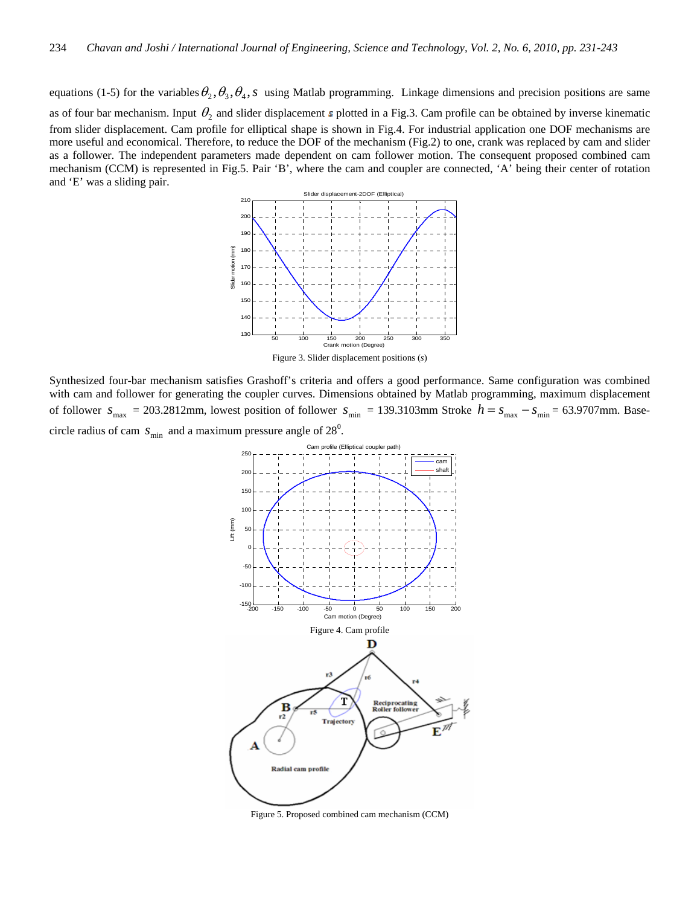equations (1-5) for the variables $\theta_2, \theta_3, \theta_4, s$ using Matlab programming. Linkage dimensions and precision positions are same as of four bar mechanism. Input $\theta_2$ and slider displacement $s$ plotted in a Fig.3. Cam profile can be obtained by inverse kinematic from slider displacement. Cam profile for elliptical shape is shown in Fig.4. For industrial application one DOF mechanisms are more useful and economical. Therefore, to reduce the DOF of the mechanism (Fig.2) to one, crank was replaced by cam and slider as a follower. The independent parameters made dependent on cam follower motion. The consequent proposed combined cam mechanism (CCM) is represented in Fig.5. Pair 'B', where the cam and coupler are connected, 'A' being their center of rotation and 'E' was a sliding pair.

Figure 3. Slider displacement positions ($s$)

Synthesized four-bar mechanism satisfies Grashoff's criteria and offers a good performance. Same configuration was combined with cam and follower for generating the coupler curves. Dimensions obtained by Matlab programming, maximum displacement of follower $s_{\max}$ = 203.2812mm, lowest position of follower $s_{\min}$ = 139.3103mm Stroke $h = s_{\max} - s_{\min}$ = 63.9707mm. Base-circle radius of cam $s_{\min}$ and a maximum pressure angle of $28^0$.

Figure 4. Cam profile

Figure 5. Proposed combined cam mechanism (CCM)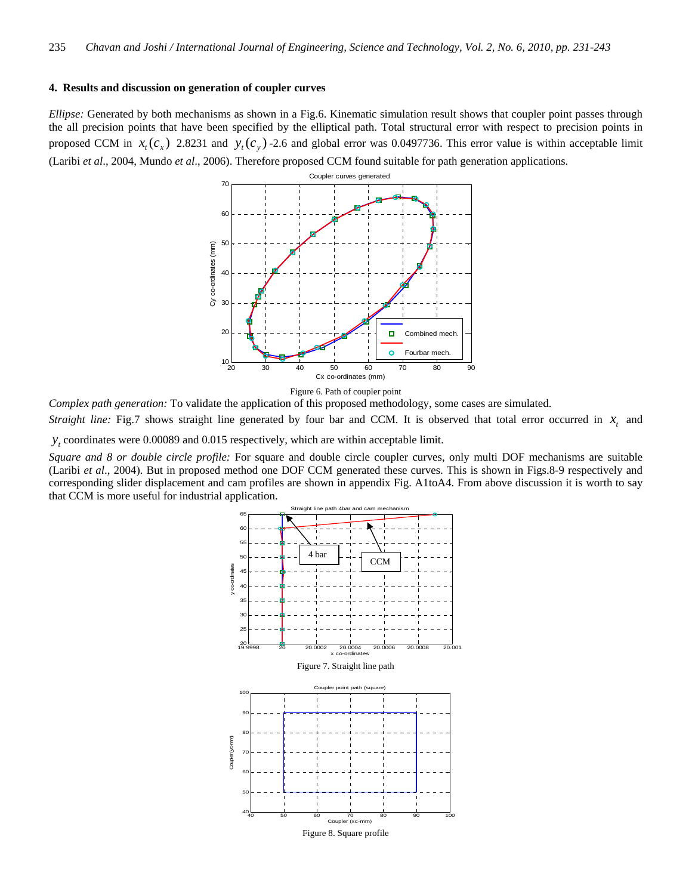## 4. Results and discussion on generation of coupler curves

*Ellipse:* Generated by both mechanisms as shown in a Fig.6. Kinematic simulation result shows that coupler point passes through the all precision points that have been specified by the elliptical path. Total structural error with respect to precision points in proposed CCM in $x_t(c_x)$ 2.8231 and $y_t(c_y)$ -2.6 and global error was 0.0497736. This error value is within acceptable limit (Laribi *et al*., 2004, Mundo *et al*., 2006). Therefore proposed CCM found suitable for path generation applications.

Figure 6. Path of coupler point

*Complex path generation:* To validate the application of this proposed methodology, some cases are simulated.

*Straight line:* Fig.7 shows straight line generated by four bar and CCM. It is observed that total error occurred in $x_t$ and $y_t$ coordinates were 0.00089 and 0.015 respectively, which are within acceptable limit.

*Square and 8 or double circle profile:* For square and double circle coupler curves, only multi DOF mechanisms are suitable (Laribi *et al*., 2004). But in proposed method one DOF CCM generated these curves. This is shown in Figs.8-9 respectively and corresponding slider displacement and cam profiles are shown in appendix Fig. A1toA4. From above discussion it is worth to say that CCM is more useful for industrial application.

Figure 7. Straight line path

Figure 8. Square profile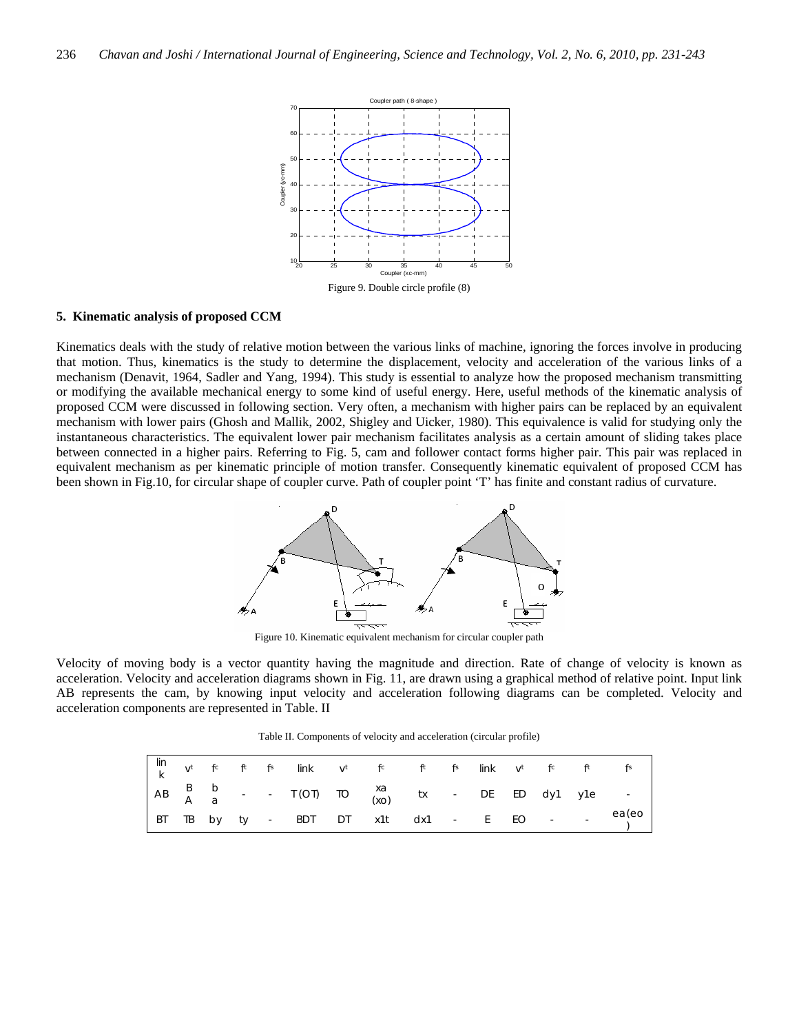Figure 9. Double circle profile (8)

## 5. Kinematic analysis of proposed CCM

Kinematics deals with the study of relative motion between the various links of machine, ignoring the forces involve in producing that motion. Thus, kinematics is the study to determine the displacement, velocity and acceleration of the various links of a mechanism (Denavit, 1964, Sadler and Yang, 1994). This study is essential to analyze how the proposed mechanism transmitting or modifying the available mechanical energy to some kind of useful energy. Here, useful methods of the kinematic analysis of proposed CCM were discussed in following section. Very often, a mechanism with higher pairs can be replaced by an equivalent mechanism with lower pairs (Ghosh and Mallik, 2002, Shigley and Uicker, 1980). This equivalence is valid for studying only the instantaneous characteristics. The equivalent lower pair mechanism facilitates analysis as a certain amount of sliding takes place between connected in a higher pairs. Referring to Fig. 5, cam and follower contact forms higher pair. This pair was replaced in equivalent mechanism as per kinematic principle of motion transfer. Consequently kinematic equivalent of proposed CCM has been shown in Fig.10, for circular shape of coupler curve. Path of coupler point 'T' has finite and constant radius of curvature.

Figure 10. Kinematic equivalent mechanism for circular coupler path

Velocity of moving body is a vector quantity having the magnitude and direction. Rate of change of velocity is known as acceleration. Velocity and acceleration diagrams shown in Fig. 11, are drawn using a graphical method of relative point. Input link AB represents the cam, by knowing input velocity and acceleration following diagrams can be completed. Velocity and acceleration components are represented in Table. II

Table II. Components of velocity and acceleration (circular profile)

| link | $v^t$ | $f^c$ | $f^t$ | $f^s$ | link | $v^t$ | $f^c$ | $f^t$ | $f^s$ | link | $v^t$ | $f^c$ | $f^t$ | $f^s$ |
|---|---|---|---|---|---|---|---|---|---|---|---|---|---|---|
| AB | BA | ba | - | - | T(OT) | TO | xa (xo) | tx | - | DE | ED | dy1 | y1e | - |
| BT | TB | by | ty | - | BDT | DT | x1t | dx1 | - | E | EO | - | - | ea(eo) |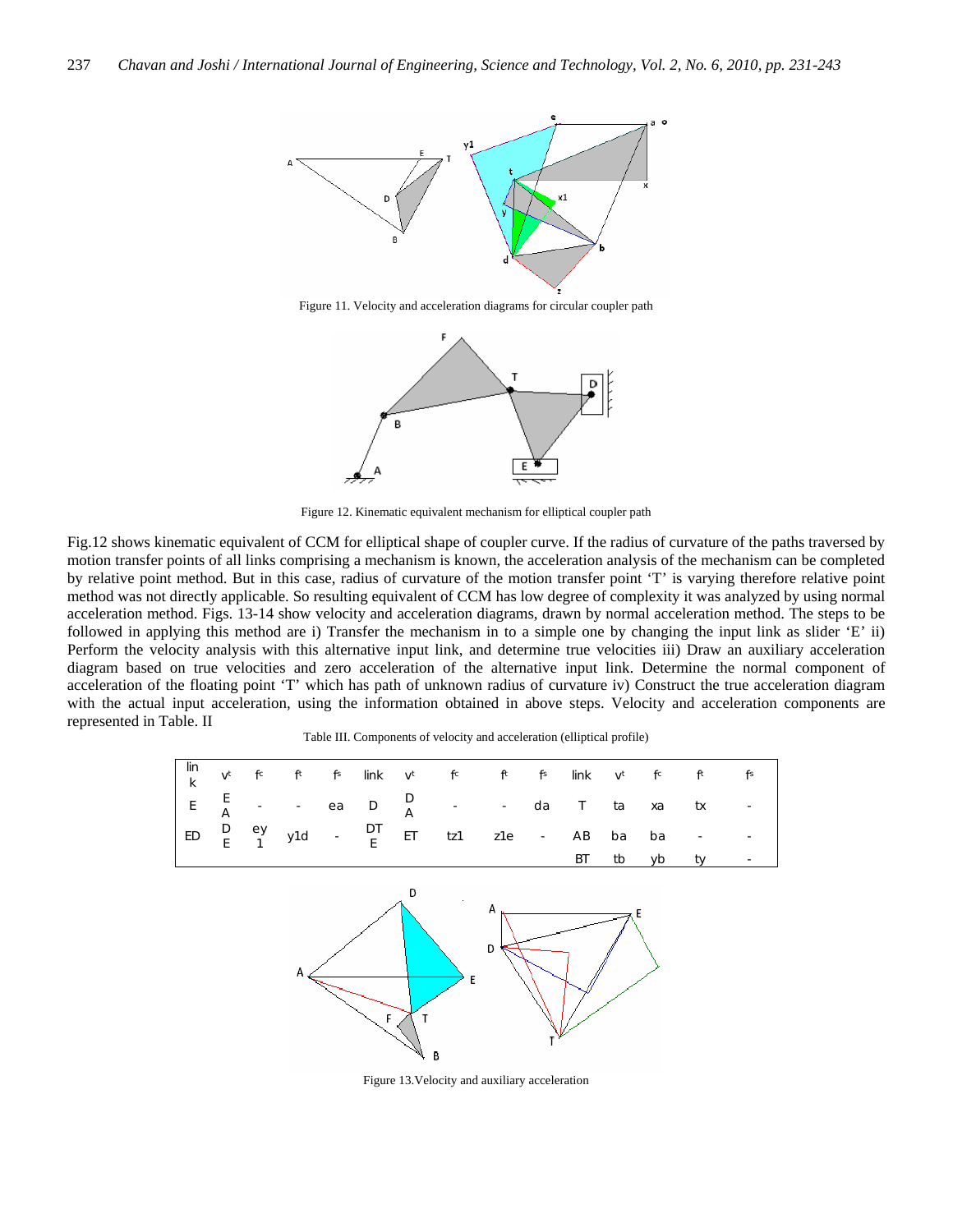Figure 11. Velocity and acceleration diagrams for circular coupler path

Figure 12. Kinematic equivalent mechanism for elliptical coupler path

Fig.12 shows kinematic equivalent of CCM for elliptical shape of coupler curve. If the radius of curvature of the paths traversed by motion transfer points of all links comprising a mechanism is known, the acceleration analysis of the mechanism can be completed by relative point method. But in this case, radius of curvature of the motion transfer point 'T' is varying therefore relative point method was not directly applicable. So resulting equivalent of CCM has low degree of complexity it was analyzed by using normal acceleration method. Figs. 13-14 show velocity and acceleration diagrams, drawn by normal acceleration method. The steps to be followed in applying this method are i) Transfer the mechanism in to a simple one by changing the input link as slider 'E' ii) Perform the velocity analysis with this alternative input link, and determine true velocities iii) Draw an auxiliary acceleration diagram based on true velocities and zero acceleration of the alternative input link. Determine the normal component of acceleration of the floating point 'T' which has path of unknown radius of curvature iv) Construct the true acceleration diagram with the actual input acceleration, using the information obtained in above steps. Velocity and acceleration components are represented in Table. II

Table III. Components of velocity and acceleration (elliptical profile)

| link | $v^t$ | $f^c$ | $f^t$ | $f^s$ | link | $v^t$ | $f^c$ | $f^t$ | $f^s$ | link | $v^t$ | $f^c$ | $f^t$ | $f^s$ |
|---|---|---|---|---|---|---|---|---|---|---|---|---|---|---|
| E | EA | - | - | ea | D | DA | - | - | da | T | ta | xa | tx | - |
| ED | DE | ey1 | y1d | - | DTE | ET | tz1 | z1e | - | AB | ba | ba | - | - |
| | | | | | | | | | | BT | tb | yb | ty | - |

Figure 13.Velocity and auxiliary acceleration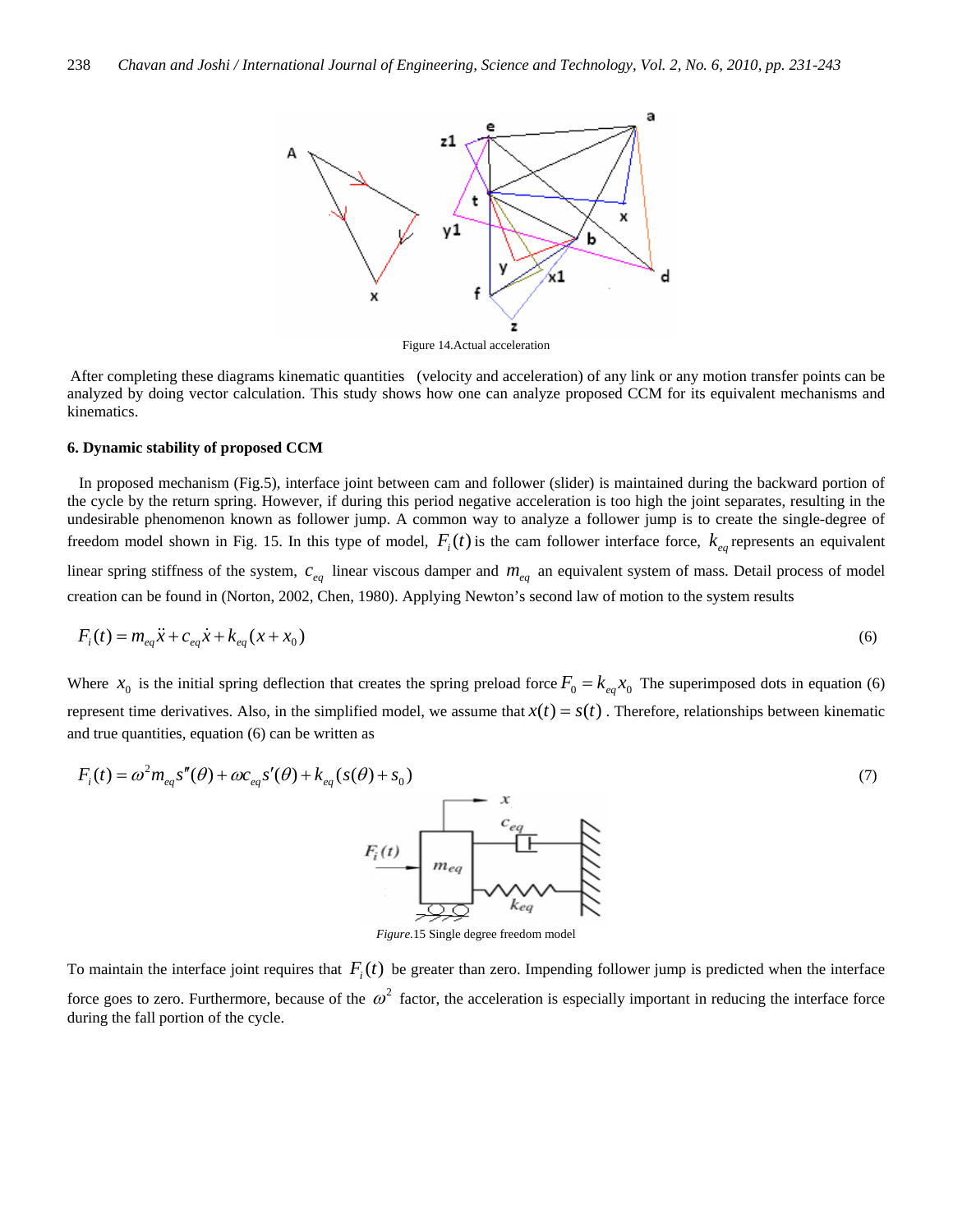Figure 14.Actual acceleration

After completing these diagrams kinematic quantities (velocity and acceleration) of any link or any motion transfer points can be analyzed by doing vector calculation. This study shows how one can analyze proposed CCM for its equivalent mechanisms and kinematics.

**6. Dynamic stability of proposed CCM**

In proposed mechanism (Fig.5), interface joint between cam and follower (slider) is maintained during the backward portion of the cycle by the return spring. However, if during this period negative acceleration is too high the joint separates, resulting in the undesirable phenomenon known as follower jump. A common way to analyze a follower jump is to create the single-degree of freedom model shown in Fig. 15. In this type of model, $F_i(t)$ is the cam follower interface force, $k_{eq}$ represents an equivalent linear spring stiffness of the system, $c_{eq}$ linear viscous damper and $m_{eq}$ an equivalent system of mass. Detail process of model creation can be found in (Norton, 2002, Chen, 1980). Applying Newton's second law of motion to the system results

$$F_i(t) = m_{eq}\ddot{x} + c_{eq}\dot{x} + k_{eq}(x + x_0) \tag{6}$$

Where $x_0$ is the initial spring deflection that creates the spring preload force $F_0 = k_{eq}x_0$ The superimposed dots in equation (6) represent time derivatives. Also, in the simplified model, we assume that $x(t) = s(t)$ . Therefore, relationships between kinematic and true quantities, equation (6) can be written as

$$F_i(t) = \omega^2 m_{eq} s''(\theta) + \omega c_{eq} s'(\theta) + k_{eq}(s(\theta) + s_0) \tag{7}$$

*Figure.*15 Single degree freedom model

To maintain the interface joint requires that $F_i(t)$ be greater than zero. Impending follower jump is predicted when the interface force goes to zero. Furthermore, because of the $\omega^2$ factor, the acceleration is especially important in reducing the interface force during the fall portion of the cycle.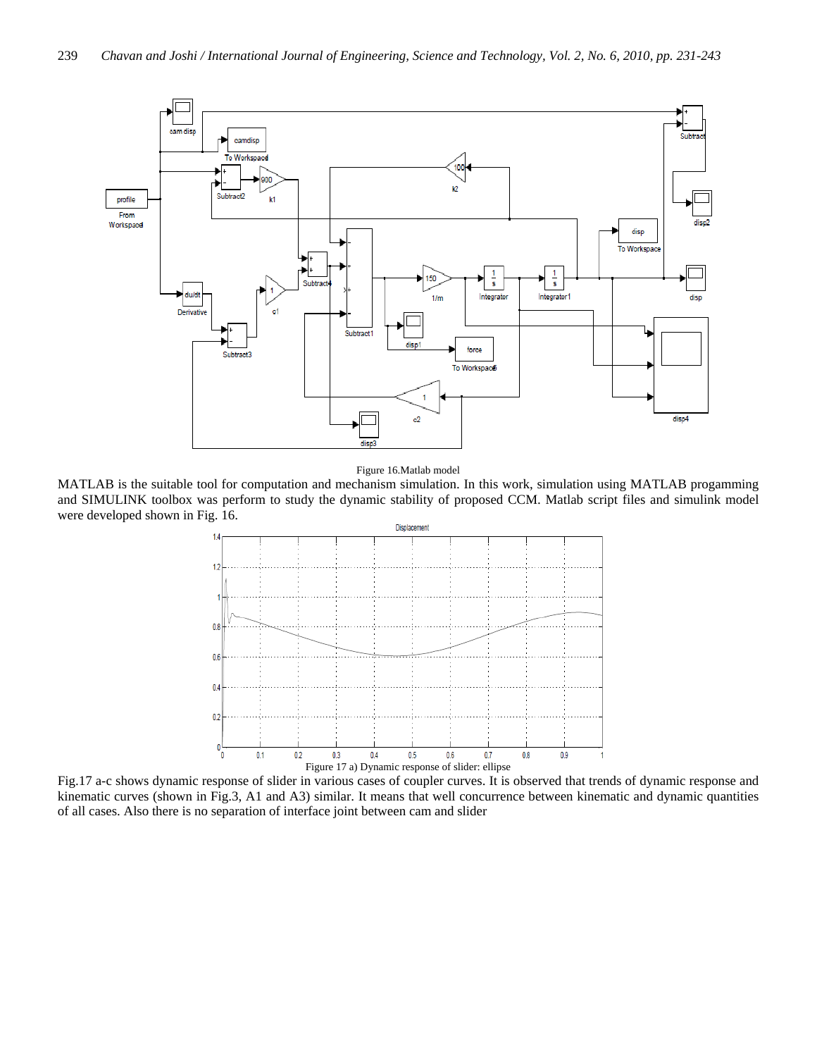Figure 16.Matlab model

MATLAB is the suitable tool for computation and mechanism simulation. In this work, simulation using MATLAB progamming and SIMULINK toolbox was perform to study the dynamic stability of proposed CCM. Matlab script files and simulink model were developed shown in Fig. 16.

Figure 17 a) Dynamic response of slider: ellipse

Fig.17 a-c shows dynamic response of slider in various cases of coupler curves. It is observed that trends of dynamic response and kinematic curves (shown in Fig.3, A1 and A3) similar. It means that well concurrence between kinematic and dynamic quantities of all cases. Also there is no separation of interface joint between cam and slider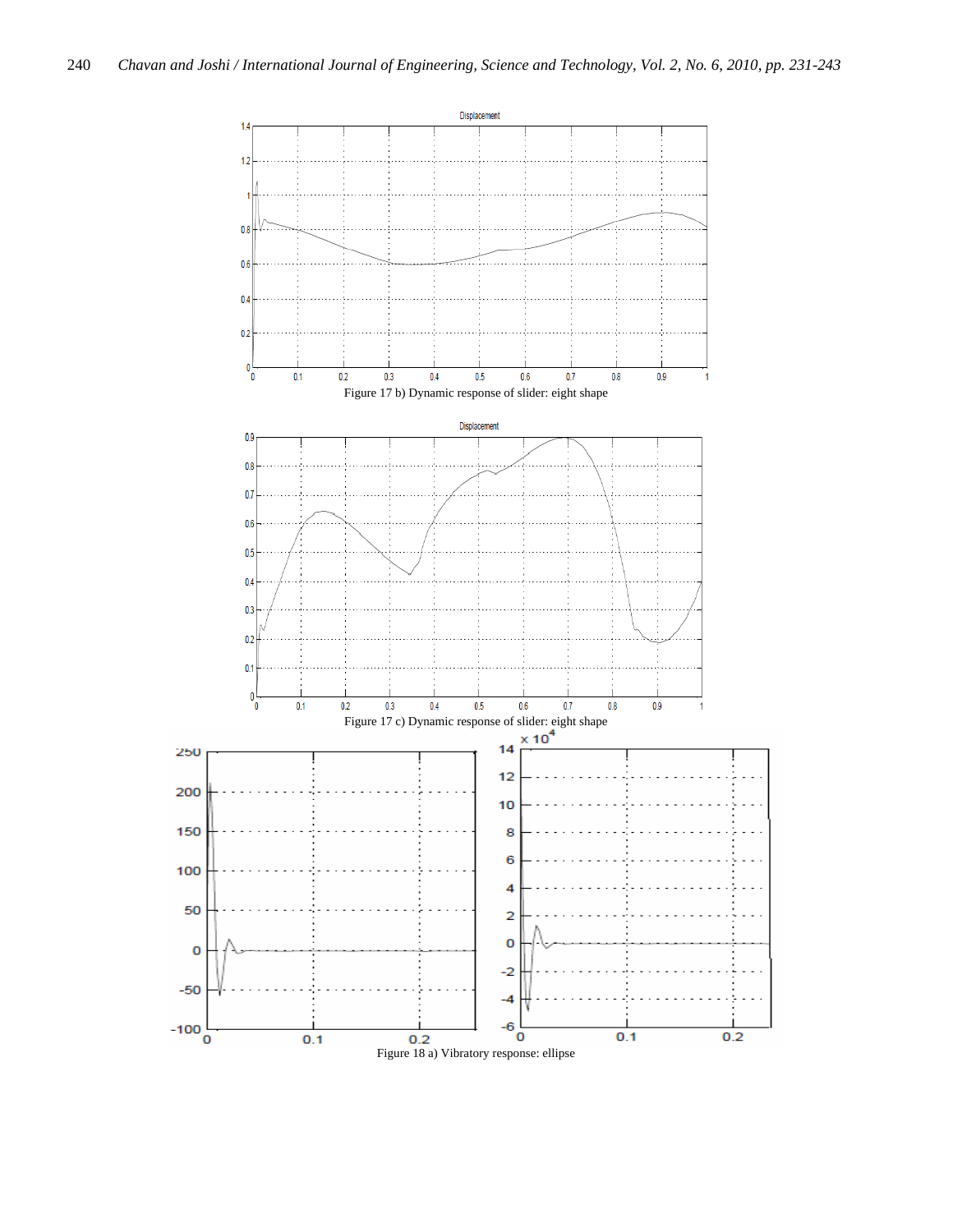Figure 17 b) Dynamic response of slider: eight shape

Figure 17 c) Dynamic response of slider: eight shape

Figure 18 a) Vibratory response: ellipse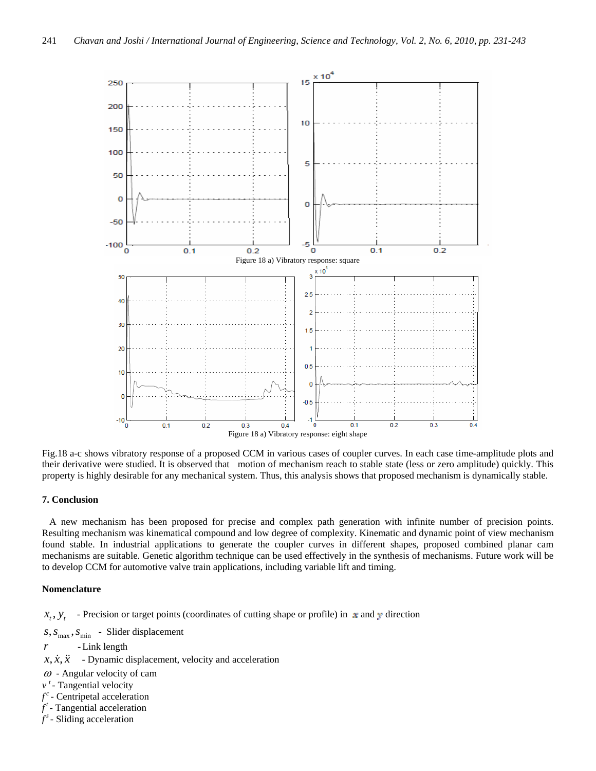Figure 18 a) Vibratory response: square

Figure 18 a) Vibratory response: eight shape

Fig.18 a-c shows vibratory response of a proposed CCM in various cases of coupler curves. In each case time-amplitude plots and their derivative were studied. It is observed that motion of mechanism reach to stable state (less or zero amplitude) quickly. This property is highly desirable for any mechanical system. Thus, this analysis shows that proposed mechanism is dynamically stable.

## 7. Conclusion

A new mechanism has been proposed for precise and complex path generation with infinite number of precision points. Resulting mechanism was kinematical compound and low degree of complexity. Kinematic and dynamic point of view mechanism found stable. In industrial applications to generate the coupler curves in different shapes, proposed combined planar cam mechanisms are suitable. Genetic algorithm technique can be used effectively in the synthesis of mechanisms. Future work will be to develop CCM for automotive valve train applications, including variable lift and timing.

## Nomenclature

$x_t, y_t$ - Precision or target points (coordinates of cutting shape or profile) in $x$ and $y$ direction

$s, s_{\max}, s_{\min}$ - Slider displacement

$r$ - Link length

$x, \dot{x}, \ddot{x}$ - Dynamic displacement, velocity and acceleration

$\omega$ - Angular velocity of cam

$v^t$ - Tangential velocity

$f^c$ - Centripetal acceleration

$f^t$ - Tangential acceleration

$f^s$ - Sliding acceleration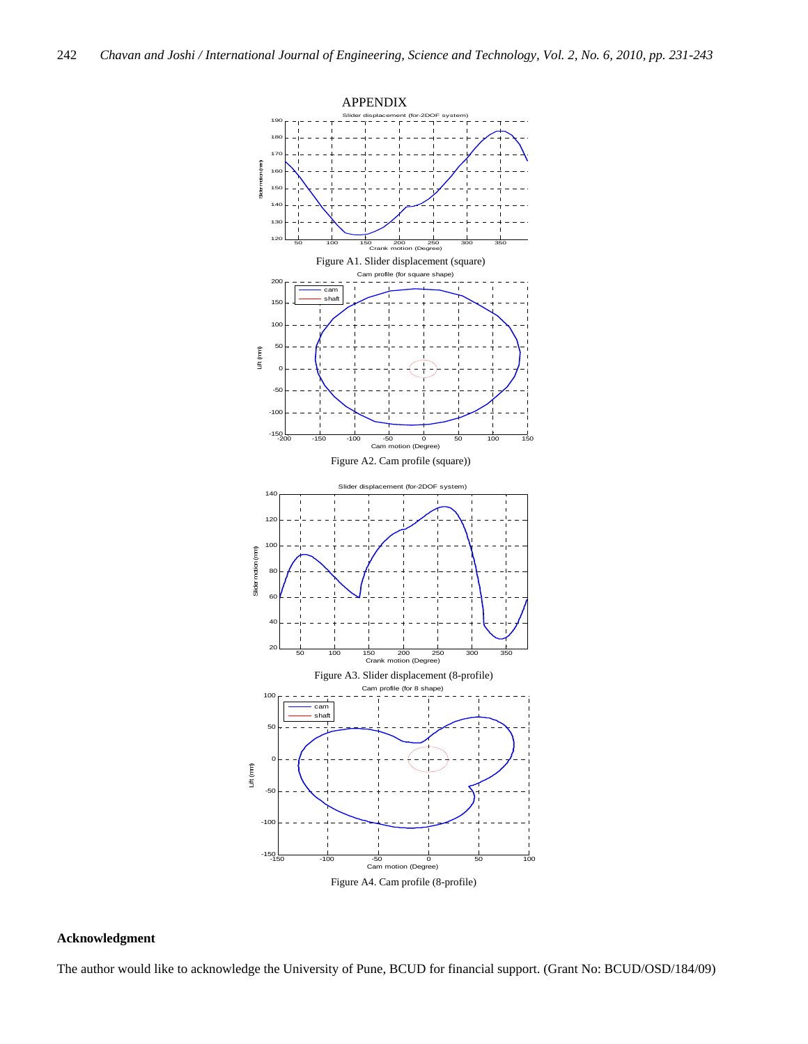## APPENDIX

Figure A1. Slider displacement (square)

Figure A2. Cam profile (square))

Figure A3. Slider displacement (8-profile)

Figure A4. Cam profile (8-profile)

## Acknowledgment

The author would like to acknowledge the University of Pune, BCUD for financial support. (Grant No: BCUD/OSD/184/09)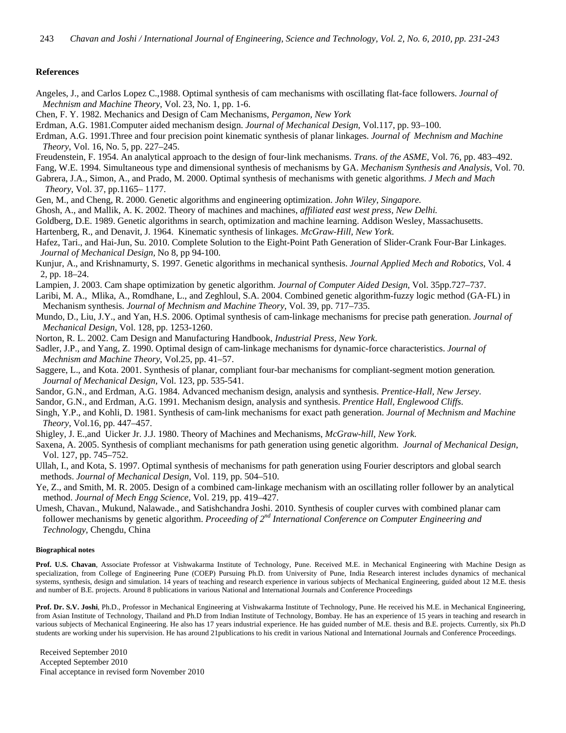## References

Angeles, J., and Carlos Lopez C.,1988. Optimal synthesis of cam mechanisms with oscillating flat-face followers. *Journal of Mechnism and Machine Theory*, Vol. 23, No. 1, pp. 1-6.

Chen, F. Y. 1982. Mechanics and Design of Cam Mechanisms, *Pergamon, New York*

Erdman, A.G. 1981.Computer aided mechanism design. *Journal of Mechanical Design*, Vol.117, pp. 93–100.

Erdman, A.G. 1991.Three and four precision point kinematic synthesis of planar linkages. *Journal of Mechnism and Machine Theory*, Vol. 16, No. 5, pp. 227–245.

Freudenstein, F. 1954. An analytical approach to the design of four-link mechanisms. *Trans. of the ASME*, Vol. 76, pp. 483–492.

Fang, W.E. 1994. Simultaneous type and dimensional synthesis of mechanisms by GA. *Mechanism Synthesis and Analysis*, Vol. 70.

Gabrera, J.A., Simon, A., and Prado, M. 2000. Optimal synthesis of mechanisms with genetic algorithms. *J Mech and Mach Theory*, Vol. 37, pp.1165– 1177.

Gen, M., and Cheng, R. 2000. Genetic algorithms and engineering optimization. *John Wiley, Singapore*.

Ghosh, A., and Mallik, A. K. 2002. Theory of machines and machines, *affiliated east west press, New Delhi.*

Goldberg, D.E. 1989. Genetic algorithms in search, optimization and machine learning. Addison Wesley, Massachusetts.

Hartenberg, R., and Denavit, J. 1964. Kinematic synthesis of linkages. *McGraw-Hill, New York*.

Hafez, Tari., and Hai-Jun, Su. 2010. Complete Solution to the Eight-Point Path Generation of Slider-Crank Four-Bar Linkages. *Journal of Mechanical Design,* No 8, pp 94-100.

Kunjur, A., and Krishnamurty, S. 1997. Genetic algorithms in mechanical synthesis. *Journal Applied Mech and Robotics*, Vol. 4 2, pp. 18–24.

Lampien, J. 2003. Cam shape optimization by genetic algorithm. *Journal of Computer Aided Design*, Vol. 35pp.727–737.

Laribi, M. A., Mlika, A., Romdhane, L., and Zeghloul, S.A. 2004. Combined genetic algorithm-fuzzy logic method (GA-FL) in Mechanism synthesis. *Journal of Mechnism and Machine Theory*, Vol. 39, pp. 717–735.

Mundo, D., Liu, J.Y., and Yan, H.S. 2006. Optimal synthesis of cam-linkage mechanisms for precise path generation. *Journal of Mechanical Design*, Vol. 128, pp. 1253-1260.

Norton, R. L. 2002. Cam Design and Manufacturing Handbook, *Industrial Press, New York*.

Sadler, J.P., and Yang, Z. 1990. Optimal design of cam-linkage mechanisms for dynamic-force characteristics. *Journal of Mechnism and Machine Theory*, Vol.25, pp. 41–57.

Saggere, L., and Kota. 2001. Synthesis of planar, compliant four-bar mechanisms for compliant-segment motion generation. *Journal of Mechanical Design*, Vol. 123, pp. 535-541.

Sandor, G.N., and Erdman, A.G. 1984. Advanced mechanism design, analysis and synthesis. *Prentice-Hall, New Jersey*.

Sandor, G.N., and Erdman, A.G. 1991. Mechanism design, analysis and synthesis. *Prentice Hall, Englewood Cliffs.*

Singh, Y.P., and Kohli, D. 1981. Synthesis of cam-link mechanisms for exact path generation. *Journal of Mechnism and Machine Theory*, Vol.16, pp. 447–457.

Shigley, J. E.,and Uicker Jr. J.J. 1980. Theory of Machines and Mechanisms, *McGraw-hill, New York.*

Saxena, A. 2005. Synthesis of compliant mechanisms for path generation using genetic algorithm. *Journal of Mechanical Design*, Vol. 127, pp. 745–752.

Ullah, I., and Kota, S. 1997. Optimal synthesis of mechanisms for path generation using Fourier descriptors and global search methods. *Journal of Mechanical Design*, Vol. 119, pp. 504–510.

Ye, Z., and Smith, M. R. 2005. Design of a combined cam-linkage mechanism with an oscillating roller follower by an analytical method. *Journal of Mech Engg Science*, Vol. 219, pp. 419–427.

Umesh, Chavan., Mukund, Nalawade., and Satishchandra Joshi. 2010. Synthesis of coupler curves with combined planar cam follower mechanisms by genetic algorithm. *Proceeding of 2nd International Conference on Computer Engineering and Technology*, Chengdu, China

#### Biographical notes

**Prof. U.S. Chavan**, Associate Professor at Vishwakarma Institute of Technology, Pune. Received M.E. in Mechanical Engineering with Machine Design as specialization, from College of Engineering Pune (COEP) Pursuing Ph.D. from University of Pune, India Research interest includes dynamics of mechanical systems, synthesis, design and simulation. 14 years of teaching and research experience in various subjects of Mechanical Engineering, guided about 12 M.E. thesis and number of B.E. projects. Around 8 publications in various National and International Journals and Conference Proceedings

**Prof. Dr. S.V. Joshi**, Ph.D., Professor in Mechanical Engineering at Vishwakarma Institute of Technology, Pune. He received his M.E. in Mechanical Engineering, from Asian Institute of Technology, Thailand and Ph.D from Indian Institute of Technology, Bombay. He has an experience of 15 years in teaching and research in various subjects of Mechanical Engineering. He also has 17 years industrial experience. He has guided number of M.E. thesis and B.E. projects. Currently, six Ph.D students are working under his supervision. He has around 21publications to his credit in various National and International Journals and Conference Proceedings.

Received September 2010
Accepted September 2010
Final acceptance in revised form November 2010